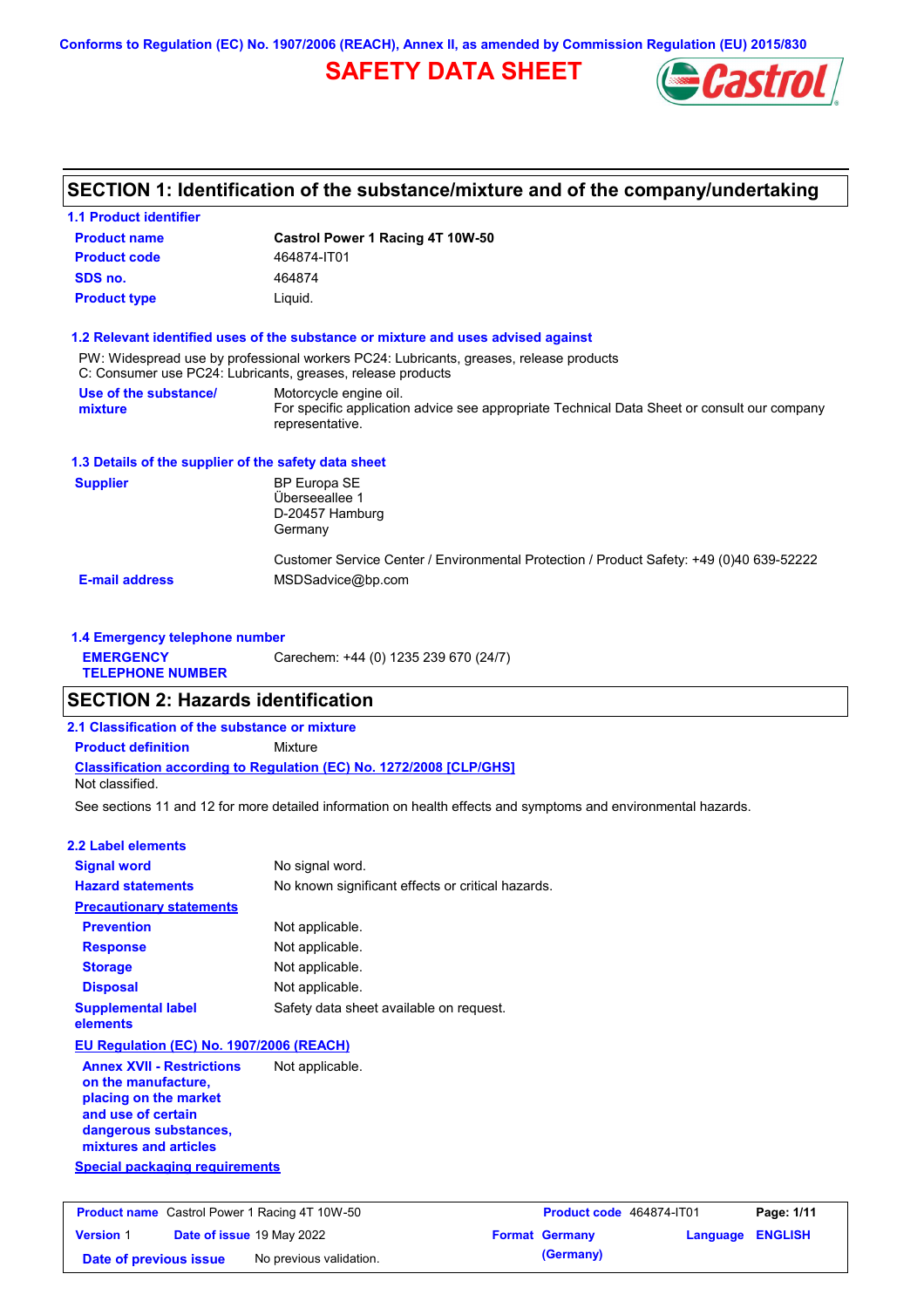Conforms to Regulation (EC) No. 1907/2006 (REACH), Annex II, as amended by Commission Regulation (EU) 2015/830

# SAFETY DATA SHEET

## SECTION 1: Identification of the substance/mixture and of the company/undertaking

### 1.1 Product identifier

| | |
|---|---|
| **Product name** | **Castrol Power 1 Racing 4T 10W-50** |
| **Product code** | 464874-IT01 |
| **SDS no.** | 464874 |
| **Product type** | Liquid. |

### 1.2 Relevant identified uses of the substance or mixture and uses advised against

PW: Widespread use by professional workers PC24: Lubricants, greases, release products
C: Consumer use PC24: Lubricants, greases, release products

| | |
|---|---|
| **Use of the substance/ mixture** | Motorcycle engine oil.<br>For specific application advice see appropriate Technical Data Sheet or consult our company representative. |

### 1.3 Details of the supplier of the safety data sheet

| | |
|---|---|
| **Supplier** | BP Europa SE<br>Überseeallee 1<br>D-20457 Hamburg<br>Germany<br><br>Customer Service Center / Environmental Protection / Product Safety: +49 (0)40 639-52222 |
| **E-mail address** | MSDSadvice@bp.com |

### 1.4 Emergency telephone number

| | |
|---|---|
| **EMERGENCY TELEPHONE NUMBER** | Carechem: +44 (0) 1235 239 670 (24/7) |

## SECTION 2: Hazards identification

### 2.1 Classification of the substance or mixture

**Product definition** Mixture

**Classification according to Regulation (EC) No. 1272/2008 [CLP/GHS]**

Not classified.

See sections 11 and 12 for more detailed information on health effects and symptoms and environmental hazards.

### 2.2 Label elements

| | |
|---|---|
| **Signal word** | No signal word. |
| **Hazard statements** | No known significant effects or critical hazards. |
| **Precautionary statements** | |
| **Prevention** | Not applicable. |
| **Response** | Not applicable. |
| **Storage** | Not applicable. |
| **Disposal** | Not applicable. |
| **Supplemental label elements** | Safety data sheet available on request. |

**EU Regulation (EC) No. 1907/2006 (REACH)**

| | |
|---|---|
| **Annex XVII - Restrictions on the manufacture, placing on the market and use of certain dangerous substances, mixtures and articles** | Not applicable. |

**Special packaging requirements**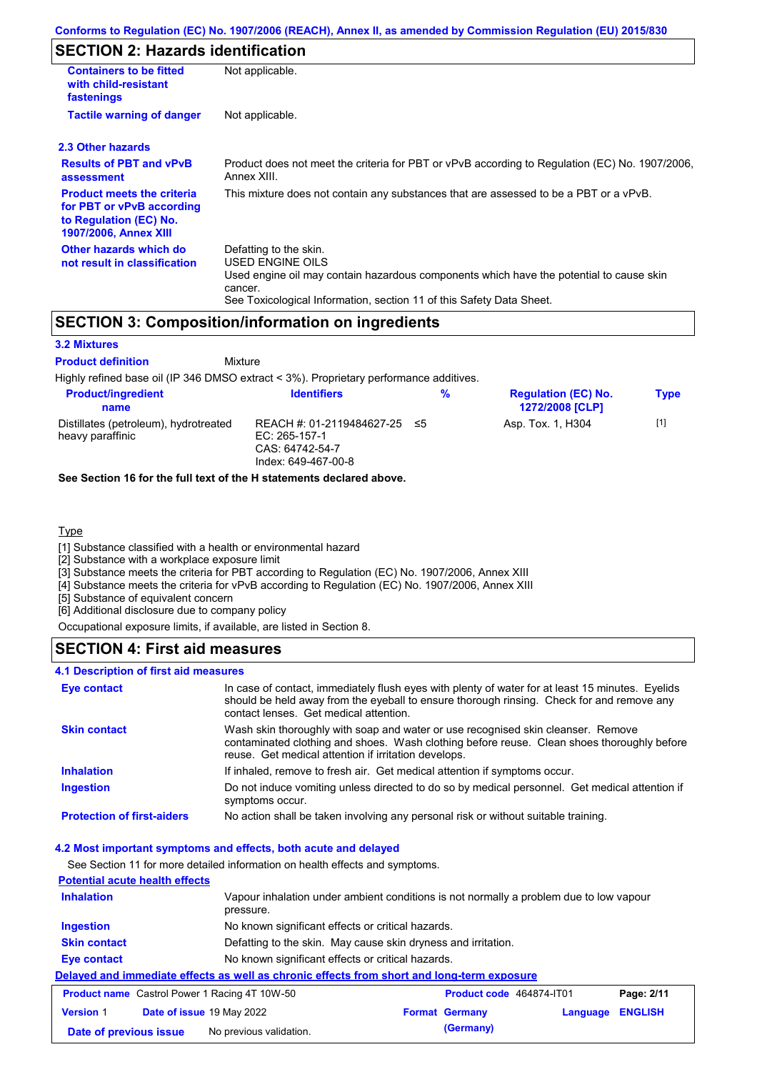## SECTION 2: Hazards identification

| | |
|---|---|
| **Containers to be fitted with child-resistant fastenings** | Not applicable. |
| **Tactile warning of danger** | Not applicable. |

### 2.3 Other hazards

| | |
|---|---|
| **Results of PBT and vPvB assessment** | Product does not meet the criteria for PBT or vPvB according to Regulation (EC) No. 1907/2006, Annex XIII. |
| **Product meets the criteria for PBT or vPvB according to Regulation (EC) No. 1907/2006, Annex XIII** | This mixture does not contain any substances that are assessed to be a PBT or a vPvB. |
| **Other hazards which do not result in classification** | Defatting to the skin.<br>USED ENGINE OILS<br>Used engine oil may contain hazardous components which have the potential to cause skin cancer.<br>See Toxicological Information, section 11 of this Safety Data Sheet. |

## SECTION 3: Composition/information on ingredients

### 3.2 Mixtures

**Product definition** Mixture

Highly refined base oil (IP 346 DMSO extract < 3%). Proprietary performance additives.

| Product/ingredient name | Identifiers | % | Regulation (EC) No. 1272/2008 [CLP] | Type |
|---|---|---|---|---|
| Distillates (petroleum), hydrotreated heavy paraffinic | REACH #: 01-2119484627-25<br>EC: 265-157-1<br>CAS: 64742-54-7<br>Index: 649-467-00-8 | ≤5 | Asp. Tox. 1, H304 | [1] |

**See Section 16 for the full text of the H statements declared above.**

Type

[1] Substance classified with a health or environmental hazard
[2] Substance with a workplace exposure limit
[3] Substance meets the criteria for PBT according to Regulation (EC) No. 1907/2006, Annex XIII
[4] Substance meets the criteria for vPvB according to Regulation (EC) No. 1907/2006, Annex XIII
[5] Substance of equivalent concern
[6] Additional disclosure due to company policy

Occupational exposure limits, if available, are listed in Section 8.

## SECTION 4: First aid measures

### 4.1 Description of first aid measures

| | |
|---|---|
| **Eye contact** | In case of contact, immediately flush eyes with plenty of water for at least 15 minutes. Eyelids should be held away from the eyeball to ensure thorough rinsing. Check for and remove any contact lenses. Get medical attention. |
| **Skin contact** | Wash skin thoroughly with soap and water or use recognised skin cleanser. Remove contaminated clothing and shoes. Wash clothing before reuse. Clean shoes thoroughly before reuse. Get medical attention if irritation develops. |
| **Inhalation** | If inhaled, remove to fresh air. Get medical attention if symptoms occur. |
| **Ingestion** | Do not induce vomiting unless directed to do so by medical personnel. Get medical attention if symptoms occur. |
| **Protection of first-aiders** | No action shall be taken involving any personal risk or without suitable training. |

### 4.2 Most important symptoms and effects, both acute and delayed

See Section 11 for more detailed information on health effects and symptoms.

**Potential acute health effects**

| | |
|---|---|
| **Inhalation** | Vapour inhalation under ambient conditions is not normally a problem due to low vapour pressure. |
| **Ingestion** | No known significant effects or critical hazards. |
| **Skin contact** | Defatting to the skin. May cause skin dryness and irritation. |
| **Eye contact** | No known significant effects or critical hazards. |

**Delayed and immediate effects as well as chronic effects from short and long-term exposure**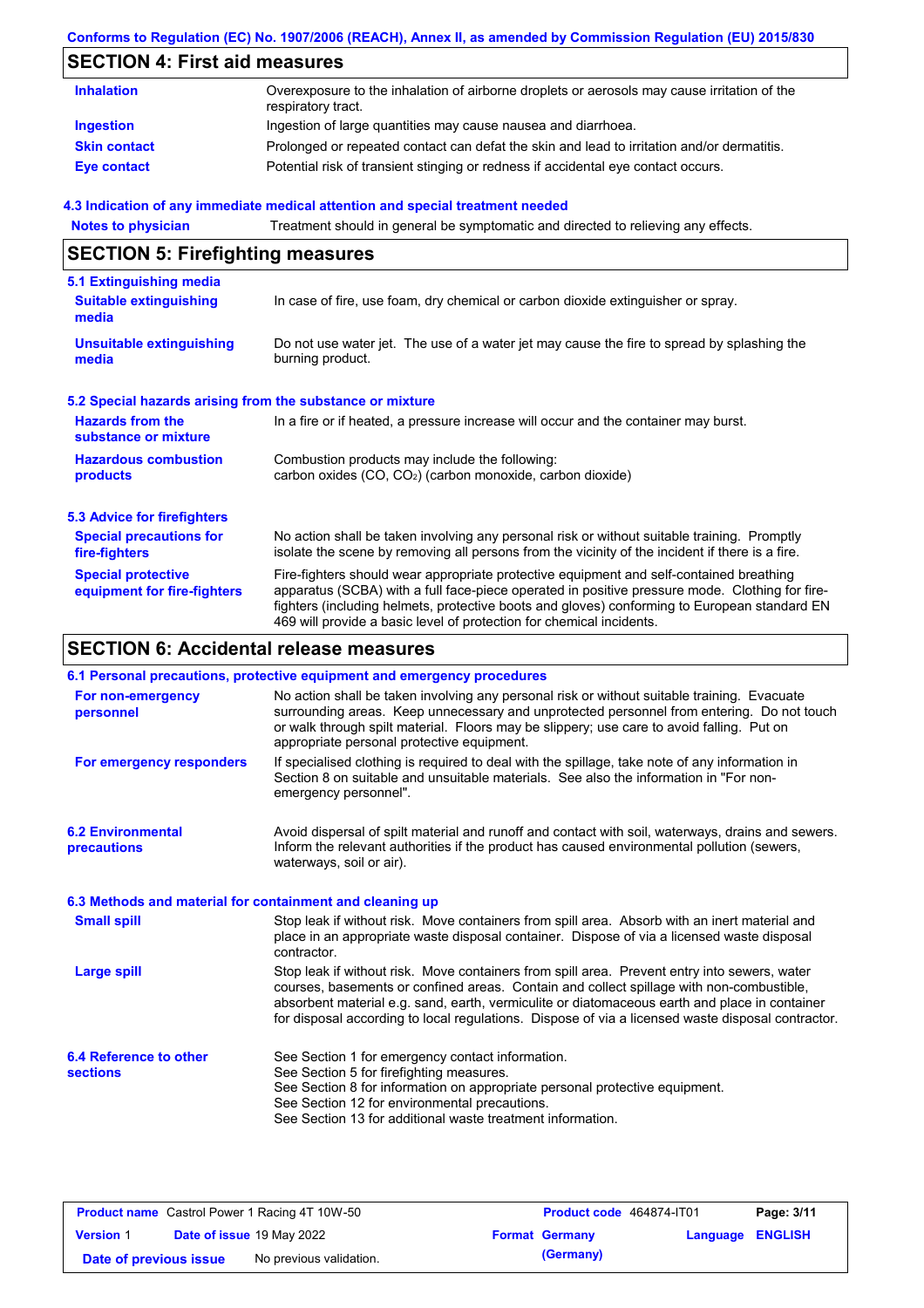## SECTION 4: First aid measures

| | |
|---|---|
| **Inhalation** | Overexposure to the inhalation of airborne droplets or aerosols may cause irritation of the respiratory tract. |
| **Ingestion** | Ingestion of large quantities may cause nausea and diarrhoea. |
| **Skin contact** | Prolonged or repeated contact can defat the skin and lead to irritation and/or dermatitis. |
| **Eye contact** | Potential risk of transient stinging or redness if accidental eye contact occurs. |

### 4.3 Indication of any immediate medical attention and special treatment needed

| | |
|---|---|
| **Notes to physician** | Treatment should in general be symptomatic and directed to relieving any effects. |

## SECTION 5: Firefighting measures

### 5.1 Extinguishing media

| | |
|---|---|
| **Suitable extinguishing media** | In case of fire, use foam, dry chemical or carbon dioxide extinguisher or spray. |
| **Unsuitable extinguishing media** | Do not use water jet. The use of a water jet may cause the fire to spread by splashing the burning product. |

### 5.2 Special hazards arising from the substance or mixture

| | |
|---|---|
| **Hazards from the substance or mixture** | In a fire or if heated, a pressure increase will occur and the container may burst. |
| **Hazardous combustion products** | Combustion products may include the following: carbon oxides (CO, $CO_2$) (carbon monoxide, carbon dioxide) |

### 5.3 Advice for firefighters

| | |
|---|---|
| **Special precautions for fire-fighters** | No action shall be taken involving any personal risk or without suitable training. Promptly isolate the scene by removing all persons from the vicinity of the incident if there is a fire. |
| **Special protective equipment for fire-fighters** | Fire-fighters should wear appropriate protective equipment and self-contained breathing apparatus (SCBA) with a full face-piece operated in positive pressure mode. Clothing for fire-fighters (including helmets, protective boots and gloves) conforming to European standard EN 469 will provide a basic level of protection for chemical incidents. |

## SECTION 6: Accidental release measures

### 6.1 Personal precautions, protective equipment and emergency procedures

| | |
|---|---|
| **For non-emergency personnel** | No action shall be taken involving any personal risk or without suitable training. Evacuate surrounding areas. Keep unnecessary and unprotected personnel from entering. Do not touch or walk through spilt material. Floors may be slippery; use care to avoid falling. Put on appropriate personal protective equipment. |
| **For emergency responders** | If specialised clothing is required to deal with the spillage, take note of any information in Section 8 on suitable and unsuitable materials. See also the information in "For non-emergency personnel". |

| | |
|---|---|
| **6.2 Environmental precautions** | Avoid dispersal of spilt material and runoff and contact with soil, waterways, drains and sewers. Inform the relevant authorities if the product has caused environmental pollution (sewers, waterways, soil or air). |

### 6.3 Methods and material for containment and cleaning up

| | |
|---|---|
| **Small spill** | Stop leak if without risk. Move containers from spill area. Absorb with an inert material and place in an appropriate waste disposal container. Dispose of via a licensed waste disposal contractor. |
| **Large spill** | Stop leak if without risk. Move containers from spill area. Prevent entry into sewers, water courses, basements or confined areas. Contain and collect spillage with non-combustible, absorbent material e.g. sand, earth, vermiculite or diatomaceous earth and place in container for disposal according to local regulations. Dispose of via a licensed waste disposal contractor. |

| | |
|---|---|
| **6.4 Reference to other sections** | See Section 1 for emergency contact information.<br>See Section 5 for firefighting measures.<br>See Section 8 for information on appropriate personal protective equipment.<br>See Section 12 for environmental precautions.<br>See Section 13 for additional waste treatment information. |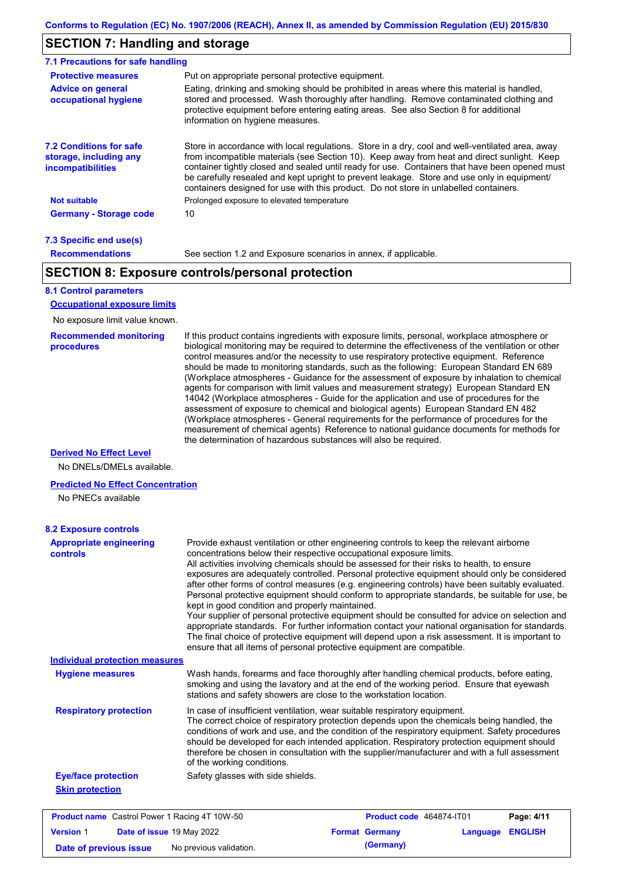## SECTION 7: Handling and storage

### 7.1 Precautions for safe handling

**Protective measures**
Put on appropriate personal protective equipment.

**Advice on general occupational hygiene**
Eating, drinking and smoking should be prohibited in areas where this material is handled, stored and processed. Wash thoroughly after handling. Remove contaminated clothing and protective equipment before entering eating areas. See also Section 8 for additional information on hygiene measures.

### 7.2 Conditions for safe storage, including any incompatibilities

Store in accordance with local regulations. Store in a dry, cool and well-ventilated area, away from incompatible materials (see Section 10). Keep away from heat and direct sunlight. Keep container tightly closed and sealed until ready for use. Containers that have been opened must be carefully resealed and kept upright to prevent leakage. Store and use only in equipment/ containers designed for use with this product. Do not store in unlabelled containers.

**Not suitable**
Prolonged exposure to elevated temperature

**Germany - Storage code**
10

### 7.3 Specific end use(s)

**Recommendations**
See section 1.2 and Exposure scenarios in annex, if applicable.

## SECTION 8: Exposure controls/personal protection

### 8.1 Control parameters

**Occupational exposure limits**

No exposure limit value known.

**Recommended monitoring procedures**
If this product contains ingredients with exposure limits, personal, workplace atmosphere or biological monitoring may be required to determine the effectiveness of the ventilation or other control measures and/or the necessity to use respiratory protective equipment. Reference should be made to monitoring standards, such as the following: European Standard EN 689 (Workplace atmospheres - Guidance for the assessment of exposure by inhalation to chemical agents for comparison with limit values and measurement strategy) European Standard EN 14042 (Workplace atmospheres - Guide for the application and use of procedures for the assessment of exposure to chemical and biological agents) European Standard EN 482 (Workplace atmospheres - General requirements for the performance of procedures for the measurement of chemical agents) Reference to national guidance documents for methods for the determination of hazardous substances will also be required.

**Derived No Effect Level**

No DNELs/DMELs available.

**Predicted No Effect Concentration**

No PNECs available

### 8.2 Exposure controls

**Appropriate engineering controls**
Provide exhaust ventilation or other engineering controls to keep the relevant airborne concentrations below their respective occupational exposure limits.
All activities involving chemicals should be assessed for their risks to health, to ensure exposures are adequately controlled. Personal protective equipment should only be considered after other forms of control measures (e.g. engineering controls) have been suitably evaluated. Personal protective equipment should conform to appropriate standards, be suitable for use, be kept in good condition and properly maintained.
Your supplier of personal protective equipment should be consulted for advice on selection and appropriate standards. For further information contact your national organisation for standards. The final choice of protective equipment will depend upon a risk assessment. It is important to ensure that all items of personal protective equipment are compatible.

**Individual protection measures**

**Hygiene measures**
Wash hands, forearms and face thoroughly after handling chemical products, before eating, smoking and using the lavatory and at the end of the working period. Ensure that eyewash stations and safety showers are close to the workstation location.

**Respiratory protection**
In case of insufficient ventilation, wear suitable respiratory equipment.
The correct choice of respiratory protection depends upon the chemicals being handled, the conditions of work and use, and the condition of the respiratory equipment. Safety procedures should be developed for each intended application. Respiratory protection equipment should therefore be chosen in consultation with the supplier/manufacturer and with a full assessment of the working conditions.

**Eye/face protection**
Safety glasses with side shields.

**Skin protection**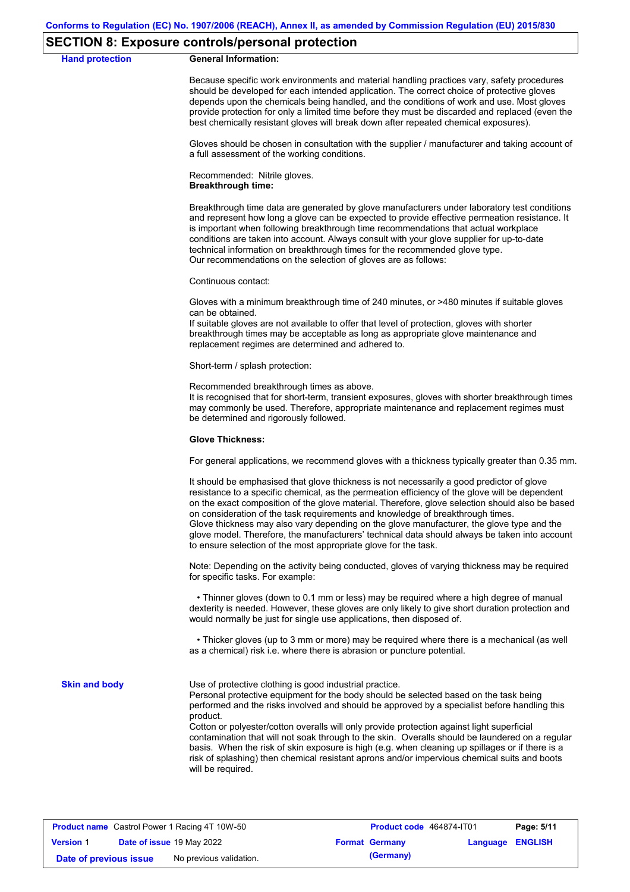## SECTION 8: Exposure controls/personal protection

**Hand protection**

**General Information:**

Because specific work environments and material handling practices vary, safety procedures should be developed for each intended application. The correct choice of protective gloves depends upon the chemicals being handled, and the conditions of work and use. Most gloves provide protection for only a limited time before they must be discarded and replaced (even the best chemically resistant gloves will break down after repeated chemical exposures).

Gloves should be chosen in consultation with the supplier / manufacturer and taking account of a full assessment of the working conditions.

Recommended: Nitrile gloves.
**Breakthrough time:**

Breakthrough time data are generated by glove manufacturers under laboratory test conditions and represent how long a glove can be expected to provide effective permeation resistance. It is important when following breakthrough time recommendations that actual workplace conditions are taken into account. Always consult with your glove supplier for up-to-date technical information on breakthrough times for the recommended glove type.
Our recommendations on the selection of gloves are as follows:

Continuous contact:

Gloves with a minimum breakthrough time of 240 minutes, or >480 minutes if suitable gloves can be obtained.
If suitable gloves are not available to offer that level of protection, gloves with shorter breakthrough times may be acceptable as long as appropriate glove maintenance and replacement regimes are determined and adhered to.

Short-term / splash protection:

Recommended breakthrough times as above.
It is recognised that for short-term, transient exposures, gloves with shorter breakthrough times may commonly be used. Therefore, appropriate maintenance and replacement regimes must be determined and rigorously followed.

**Glove Thickness:**

For general applications, we recommend gloves with a thickness typically greater than 0.35 mm.

It should be emphasised that glove thickness is not necessarily a good predictor of glove resistance to a specific chemical, as the permeation efficiency of the glove will be dependent on the exact composition of the glove material. Therefore, glove selection should also be based on consideration of the task requirements and knowledge of breakthrough times.
Glove thickness may also vary depending on the glove manufacturer, the glove type and the glove model. Therefore, the manufacturers' technical data should always be taken into account to ensure selection of the most appropriate glove for the task.

Note: Depending on the activity being conducted, gloves of varying thickness may be required for specific tasks. For example:

- Thinner gloves (down to 0.1 mm or less) may be required where a high degree of manual dexterity is needed. However, these gloves are only likely to give short duration protection and would normally be just for single use applications, then disposed of.

- Thicker gloves (up to 3 mm or more) may be required where there is a mechanical (as well as a chemical) risk i.e. where there is abrasion or puncture potential.

**Skin and body**

Use of protective clothing is good industrial practice.
Personal protective equipment for the body should be selected based on the task being performed and the risks involved and should be approved by a specialist before handling this product.
Cotton or polyester/cotton overalls will only provide protection against light superficial contamination that will not soak through to the skin. Overalls should be laundered on a regular basis. When the risk of skin exposure is high (e.g. when cleaning up spillages or if there is a risk of splashing) then chemical resistant aprons and/or impervious chemical suits and boots will be required.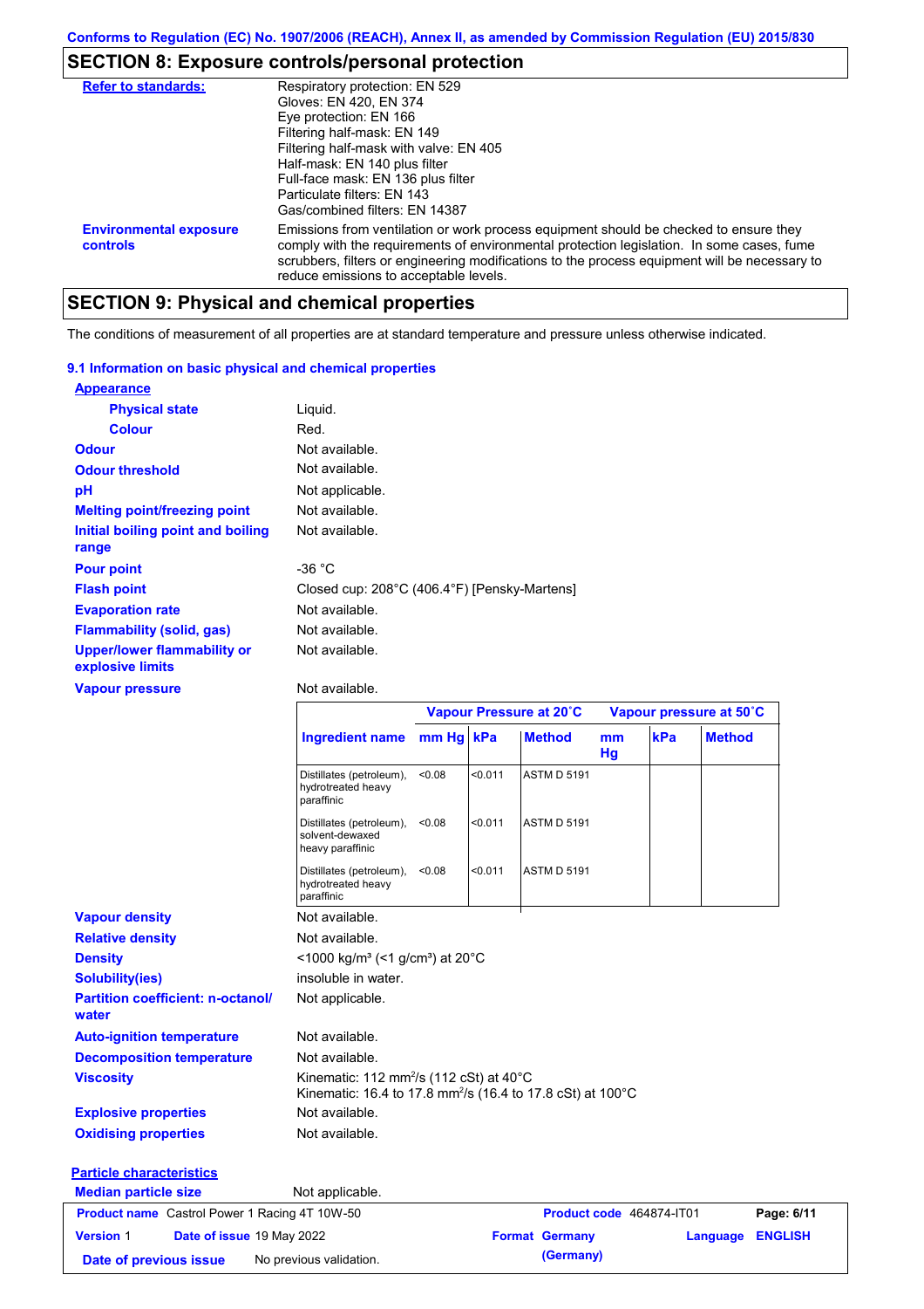## SECTION 8: Exposure controls/personal protection

| | |
|---|---|
| **Refer to standards:** | Respiratory protection: EN 529<br>Gloves: EN 420, EN 374<br>Eye protection: EN 166<br>Filtering half-mask: EN 149<br>Filtering half-mask with valve: EN 405<br>Half-mask: EN 140 plus filter<br>Full-face mask: EN 136 plus filter<br>Particulate filters: EN 143<br>Gas/combined filters: EN 14387 |
| **Environmental exposure controls** | Emissions from ventilation or work process equipment should be checked to ensure they comply with the requirements of environmental protection legislation. In some cases, fume scrubbers, filters or engineering modifications to the process equipment will be necessary to reduce emissions to acceptable levels. |

## SECTION 9: Physical and chemical properties

The conditions of measurement of all properties are at standard temperature and pressure unless otherwise indicated.

### 9.1 Information on basic physical and chemical properties

**Appearance**

| | |
|---|---|
| **Physical state** | Liquid. |
| **Colour** | Red. |
| **Odour** | Not available. |
| **Odour threshold** | Not available. |
| **pH** | Not applicable. |
| **Melting point/freezing point** | Not available. |
| **Initial boiling point and boiling range** | Not available. |
| **Pour point** | -36 °C |
| **Flash point** | Closed cup: 208°C (406.4°F) [Pensky-Martens] |
| **Evaporation rate** | Not available. |
| **Flammability (solid, gas)** | Not available. |
| **Upper/lower flammability or explosive limits** | Not available. |
| **Vapour pressure** | Not available. |

| | Vapour Pressure at 20˚C | | | Vapour pressure at 50˚C | | |
|---|---|---|---|---|---|---|
| **Ingredient name** | **mm Hg** | **kPa** | **Method** | **mm Hg** | **kPa** | **Method** |
| Distillates (petroleum), hydrotreated heavy paraffinic | <0.08 | <0.011 | ASTM D 5191 | | | |
| Distillates (petroleum), solvent-dewaxed heavy paraffinic | <0.08 | <0.011 | ASTM D 5191 | | | |
| Distillates (petroleum), hydrotreated heavy paraffinic | <0.08 | <0.011 | ASTM D 5191 | | | |

| | |
|---|---|
| **Vapour density** | Not available. |
| **Relative density** | Not available. |
| **Density** | <1000 kg/m³ (<1 g/cm³) at 20°C |
| **Solubility(ies)** | insoluble in water. |
| **Partition coefficient: n-octanol/water** | Not applicable. |
| **Auto-ignition temperature** | Not available. |
| **Decomposition temperature** | Not available. |
| **Viscosity** | Kinematic: 112 mm²/s (112 cSt) at 40°C<br>Kinematic: 16.4 to 17.8 mm²/s (16.4 to 17.8 cSt) at 100°C |
| **Explosive properties** | Not available. |
| **Oxidising properties** | Not available. |

**Particle characteristics**

| | |
|---|---|
| **Median particle size** | Not applicable. |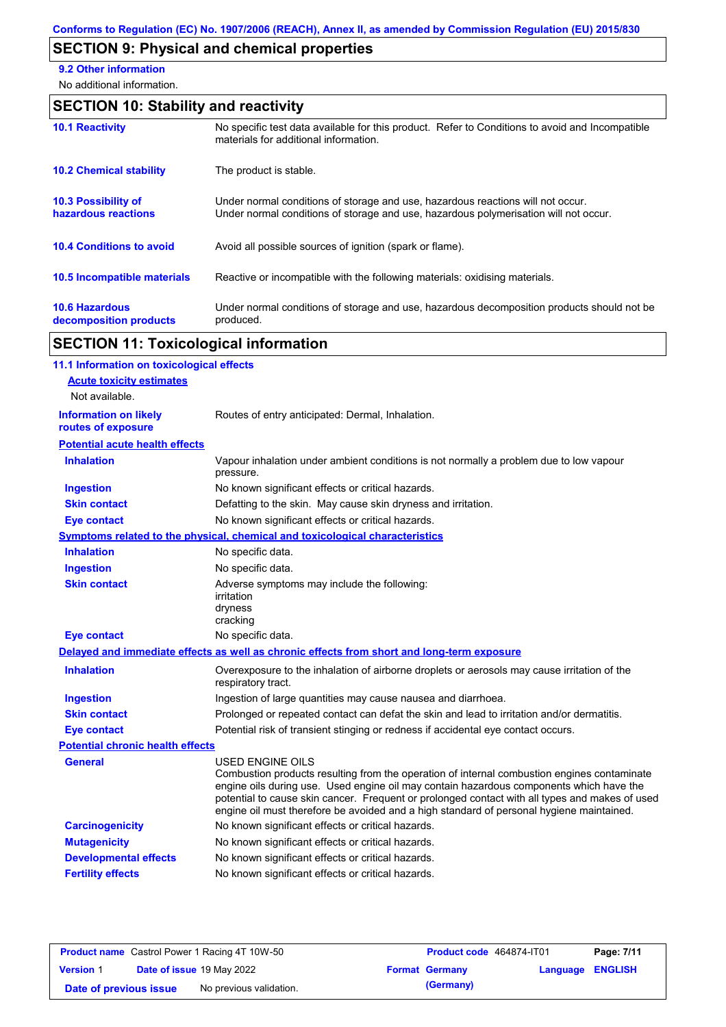## SECTION 9: Physical and chemical properties

**9.2 Other information**

No additional information.

## SECTION 10: Stability and reactivity

| | |
|---|---|
| **10.1 Reactivity** | No specific test data available for this product. Refer to Conditions to avoid and Incompatible materials for additional information. |
| **10.2 Chemical stability** | The product is stable. |
| **10.3 Possibility of hazardous reactions** | Under normal conditions of storage and use, hazardous reactions will not occur. Under normal conditions of storage and use, hazardous polymerisation will not occur. |
| **10.4 Conditions to avoid** | Avoid all possible sources of ignition (spark or flame). |
| **10.5 Incompatible materials** | Reactive or incompatible with the following materials: oxidising materials. |
| **10.6 Hazardous decomposition products** | Under normal conditions of storage and use, hazardous decomposition products should not be produced. |

## SECTION 11: Toxicological information

**11.1 Information on toxicological effects**

**Acute toxicity estimates**

Not available.

**Information on likely routes of exposure**: Routes of entry anticipated: Dermal, Inhalation.

**Potential acute health effects**

| | |
|---|---|
| **Inhalation** | Vapour inhalation under ambient conditions is not normally a problem due to low vapour pressure. |
| **Ingestion** | No known significant effects or critical hazards. |
| **Skin contact** | Defatting to the skin. May cause skin dryness and irritation. |
| **Eye contact** | No known significant effects or critical hazards. |

**Symptoms related to the physical, chemical and toxicological characteristics**

| | |
|---|---|
| **Inhalation** | No specific data. |
| **Ingestion** | No specific data. |
| **Skin contact** | Adverse symptoms may include the following: irritation dryness cracking |
| **Eye contact** | No specific data. |

**Delayed and immediate effects as well as chronic effects from short and long-term exposure**

| | |
|---|---|
| **Inhalation** | Overexposure to the inhalation of airborne droplets or aerosols may cause irritation of the respiratory tract. |
| **Ingestion** | Ingestion of large quantities may cause nausea and diarrhoea. |
| **Skin contact** | Prolonged or repeated contact can defat the skin and lead to irritation and/or dermatitis. |
| **Eye contact** | Potential risk of transient stinging or redness if accidental eye contact occurs. |

**Potential chronic health effects**

| | |
|---|---|
| **General** | USED ENGINE OILS Combustion products resulting from the operation of internal combustion engines contaminate engine oils during use. Used engine oil may contain hazardous components which have the potential to cause skin cancer. Frequent or prolonged contact with all types and makes of used engine oil must therefore be avoided and a high standard of personal hygiene maintained. |
| **Carcinogenicity** | No known significant effects or critical hazards. |
| **Mutagenicity** | No known significant effects or critical hazards. |
| **Developmental effects** | No known significant effects or critical hazards. |
| **Fertility effects** | No known significant effects or critical hazards. |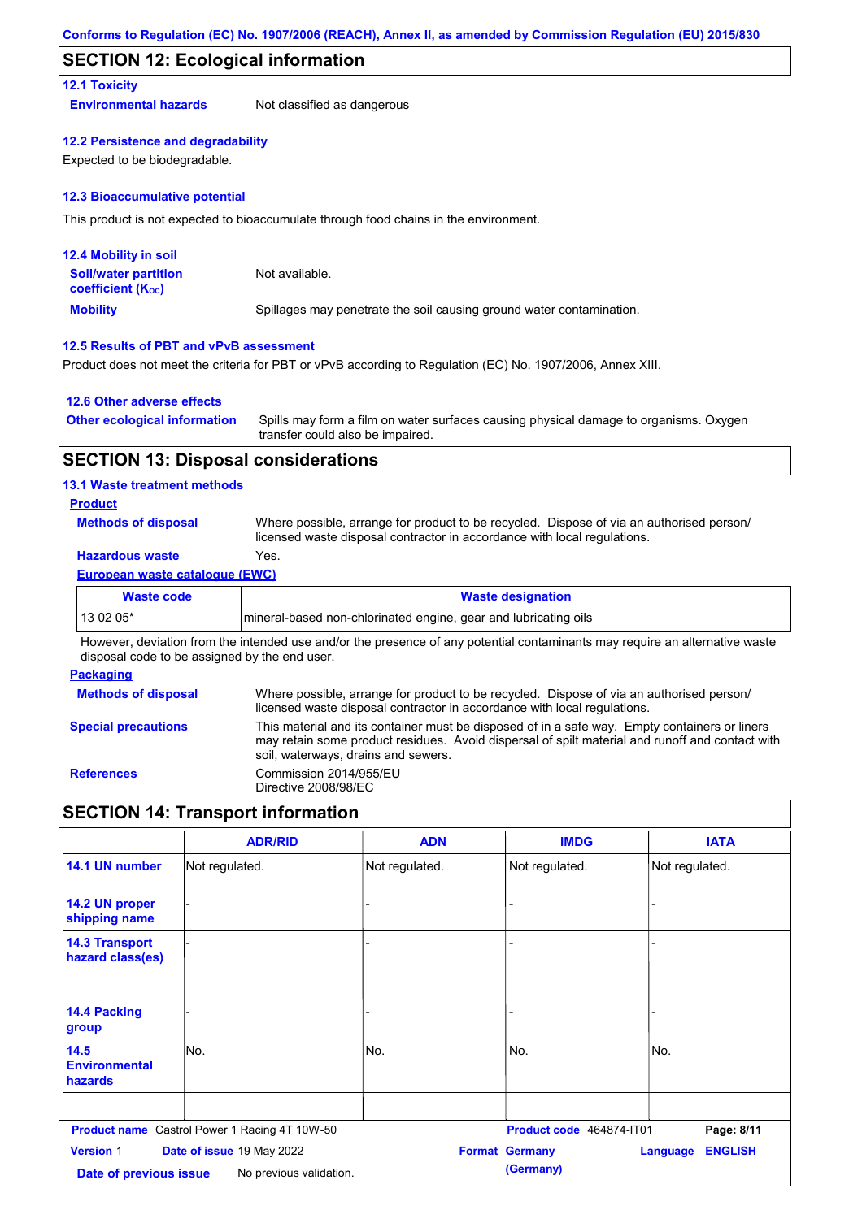## SECTION 12: Ecological information

### 12.1 Toxicity

**Environmental hazards** Not classified as dangerous

### 12.2 Persistence and degradability

Expected to be biodegradable.

### 12.3 Bioaccumulative potential

This product is not expected to bioaccumulate through food chains in the environment.

### 12.4 Mobility in soil

**Soil/water partition coefficient ($K_{OC}$)** Not available.

**Mobility** Spillages may penetrate the soil causing ground water contamination.

### 12.5 Results of PBT and vPvB assessment

Product does not meet the criteria for PBT or vPvB according to Regulation (EC) No. 1907/2006, Annex XIII.

### 12.6 Other adverse effects

**Other ecological information** Spills may form a film on water surfaces causing physical damage to organisms. Oxygen transfer could also be impaired.

## SECTION 13: Disposal considerations

### 13.1 Waste treatment methods

**Product**

**Methods of disposal** Where possible, arrange for product to be recycled. Dispose of via an authorised person/ licensed waste disposal contractor in accordance with local regulations.

**Hazardous waste** Yes.

**European waste catalogue (EWC)**

| Waste code | Waste designation |
|---|---|
| 13 02 05* | mineral-based non-chlorinated engine, gear and lubricating oils |

However, deviation from the intended use and/or the presence of any potential contaminants may require an alternative waste disposal code to be assigned by the end user.

**Packaging**

**Methods of disposal** Where possible, arrange for product to be recycled. Dispose of via an authorised person/ licensed waste disposal contractor in accordance with local regulations.

**Special precautions** This material and its container must be disposed of in a safe way. Empty containers or liners may retain some product residues. Avoid dispersal of spilt material and runoff and contact with soil, waterways, drains and sewers.

**References** Commission 2014/955/EU
Directive 2008/98/EC

## SECTION 14: Transport information

| | ADR/RID | ADN | IMDG | IATA |
|---|---|---|---|---|
| 14.1 UN number | Not regulated. | Not regulated. | Not regulated. | Not regulated. |
| 14.2 UN proper shipping name | - | - | - | - |
| 14.3 Transport hazard class(es) | - | - | - | - |
| 14.4 Packing group | - | - | - | - |
| 14.5 Environmental hazards | No. | No. | No. | No. |
| | | | | |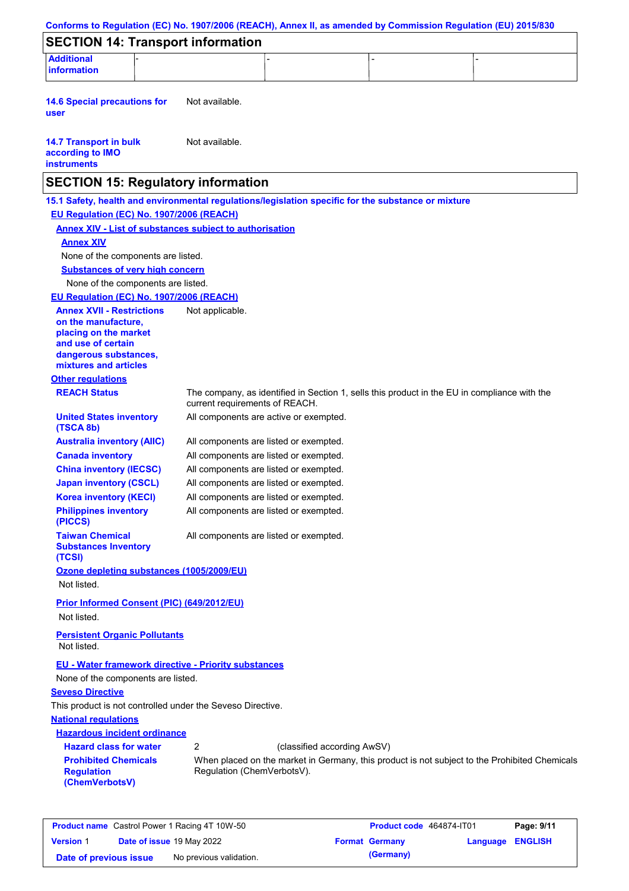## SECTION 14: Transport information

| Additional information | - | - | - | - |
|---|---|---|---|---|

**14.6 Special precautions for user** Not available.

**14.7 Transport in bulk according to IMO instruments** Not available.

## SECTION 15: Regulatory information

**15.1 Safety, health and environmental regulations/legislation specific for the substance or mixture**

**EU Regulation (EC) No. 1907/2006 (REACH)**

**Annex XIV - List of substances subject to authorisation**

**Annex XIV**

None of the components are listed.

**Substances of very high concern**

None of the components are listed.

**EU Regulation (EC) No. 1907/2006 (REACH)**

**Annex XVII - Restrictions on the manufacture, placing on the market and use of certain dangerous substances, mixtures and articles** Not applicable.

**Other regulations**

**REACH Status** The company, as identified in Section 1, sells this product in the EU in compliance with the current requirements of REACH.

**United States inventory (TSCA 8b)** All components are active or exempted.

**Australia inventory (AIIC)** All components are listed or exempted.

**Canada inventory** All components are listed or exempted.

**China inventory (IECSC)** All components are listed or exempted.

**Japan inventory (CSCL)** All components are listed or exempted.

**Korea inventory (KECI)** All components are listed or exempted.

**Philippines inventory (PICCS)** All components are listed or exempted.

**Taiwan Chemical Substances Inventory (TCSI)** All components are listed or exempted.

**Ozone depleting substances (1005/2009/EU)**

Not listed.

**Prior Informed Consent (PIC) (649/2012/EU)**

Not listed.

**Persistent Organic Pollutants**

Not listed.

**EU - Water framework directive - Priority substances**

None of the components are listed.

**Seveso Directive**

This product is not controlled under the Seveso Directive.

**National regulations**

**Hazardous incident ordinance**

**Hazard class for water** 2 (classified according AwSV)

**Prohibited Chemicals Regulation (ChemVerbotsV)** When placed on the market in Germany, this product is not subject to the Prohibited Chemicals Regulation (ChemVerbotsV).

| Product name | Castrol Power 1 Racing 4T 10W-50 | Product code | 464874-IT01 | Page: 9/11 |
|---|---|---|---|---|
| Version 1 | Date of issue 19 May 2022 | Format | Germany (Germany) | Language ENGLISH |
| Date of previous issue | No previous validation. | | | |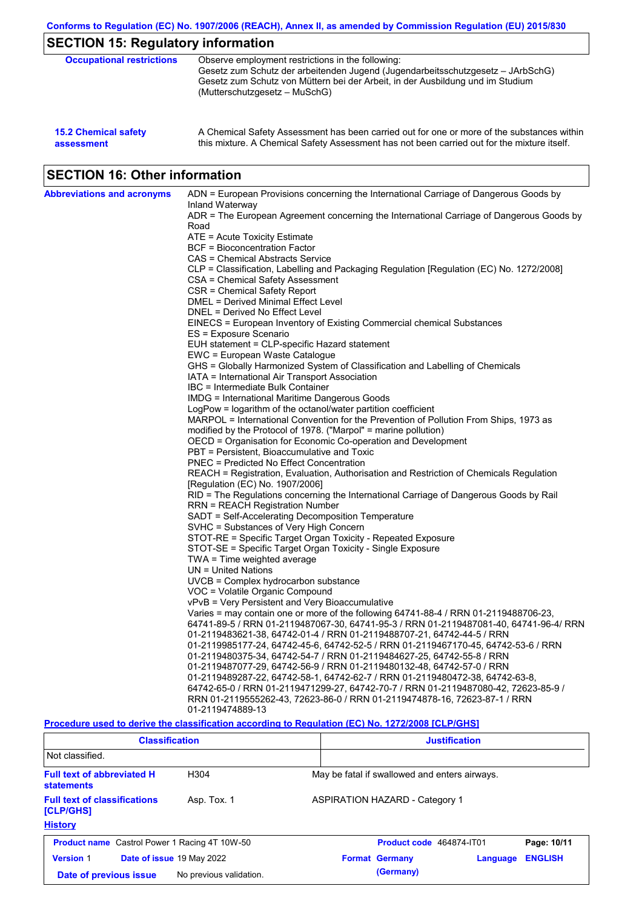## SECTION 15: Regulatory information

**Occupational restrictions**

Observe employment restrictions in the following:
Gesetz zum Schutz der arbeitenden Jugend (Jugendarbeitsschutzgesetz – JArbSchG)
Gesetz zum Schutz von Müttern bei der Arbeit, in der Ausbildung und im Studium (Mutterschutzgesetz – MuSchG)

**15.2 Chemical safety assessment**

A Chemical Safety Assessment has been carried out for one or more of the substances within this mixture. A Chemical Safety Assessment has not been carried out for the mixture itself.

## SECTION 16: Other information

**Abbreviations and acronyms**

ADN = European Provisions concerning the International Carriage of Dangerous Goods by Inland Waterway
ADR = The European Agreement concerning the International Carriage of Dangerous Goods by Road
ATE = Acute Toxicity Estimate
BCF = Bioconcentration Factor
CAS = Chemical Abstracts Service
CLP = Classification, Labelling and Packaging Regulation [Regulation (EC) No. 1272/2008]
CSA = Chemical Safety Assessment
CSR = Chemical Safety Report
DMEL = Derived Minimal Effect Level
DNEL = Derived No Effect Level
EINECS = European Inventory of Existing Commercial chemical Substances
ES = Exposure Scenario
EUH statement = CLP-specific Hazard statement
EWC = European Waste Catalogue
GHS = Globally Harmonized System of Classification and Labelling of Chemicals
IATA = International Air Transport Association
IBC = Intermediate Bulk Container
IMDG = International Maritime Dangerous Goods
LogPow = logarithm of the octanol/water partition coefficient
MARPOL = International Convention for the Prevention of Pollution From Ships, 1973 as modified by the Protocol of 1978. ("Marpol" = marine pollution)
OECD = Organisation for Economic Co-operation and Development
PBT = Persistent, Bioaccumulative and Toxic
PNEC = Predicted No Effect Concentration
REACH = Registration, Evaluation, Authorisation and Restriction of Chemicals Regulation [Regulation (EC) No. 1907/2006]
RID = The Regulations concerning the International Carriage of Dangerous Goods by Rail
RRN = REACH Registration Number
SADT = Self-Accelerating Decomposition Temperature
SVHC = Substances of Very High Concern
STOT-RE = Specific Target Organ Toxicity - Repeated Exposure
STOT-SE = Specific Target Organ Toxicity - Single Exposure
TWA = Time weighted average
UN = United Nations
UVCB = Complex hydrocarbon substance
VOC = Volatile Organic Compound
vPvB = Very Persistent and Very Bioaccumulative
Varies = may contain one or more of the following 64741-88-4 / RRN 01-2119488706-23, 64741-89-5 / RRN 01-2119487067-30, 64741-95-3 / RRN 01-2119487081-40, 64741-96-4/ RRN 01-2119483621-38, 64742-01-4 / RRN 01-2119488707-21, 64742-44-5 / RRN 01-2119985177-24, 64742-45-6, 64742-52-5 / RRN 01-2119467170-45, 64742-53-6 / RRN 01-2119480375-34, 64742-54-7 / RRN 01-2119484627-25, 64742-55-8 / RRN 01-2119487077-29, 64742-56-9 / RRN 01-2119480132-48, 64742-57-0 / RRN 01-2119489287-22, 64742-58-1, 64742-62-7 / RRN 01-2119480472-38, 64742-63-8, 64742-65-0 / RRN 01-2119471299-27, 64742-70-7 / RRN 01-2119487080-42, 72623-85-9 / RRN 01-2119555262-43, 72623-86-0 / RRN 01-2119474878-16, 72623-87-1 / RRN 01-2119474889-13

**Procedure used to derive the classification according to Regulation (EC) No. 1272/2008 [CLP/GHS]**

| Classification | Justification |
|---|---|
| Not classified. | |

**Full text of abbreviated H statements**: H304 — May be fatal if swallowed and enters airways.

**Full text of classifications [CLP/GHS]**: Asp. Tox. 1 — ASPIRATION HAZARD - Category 1

**History**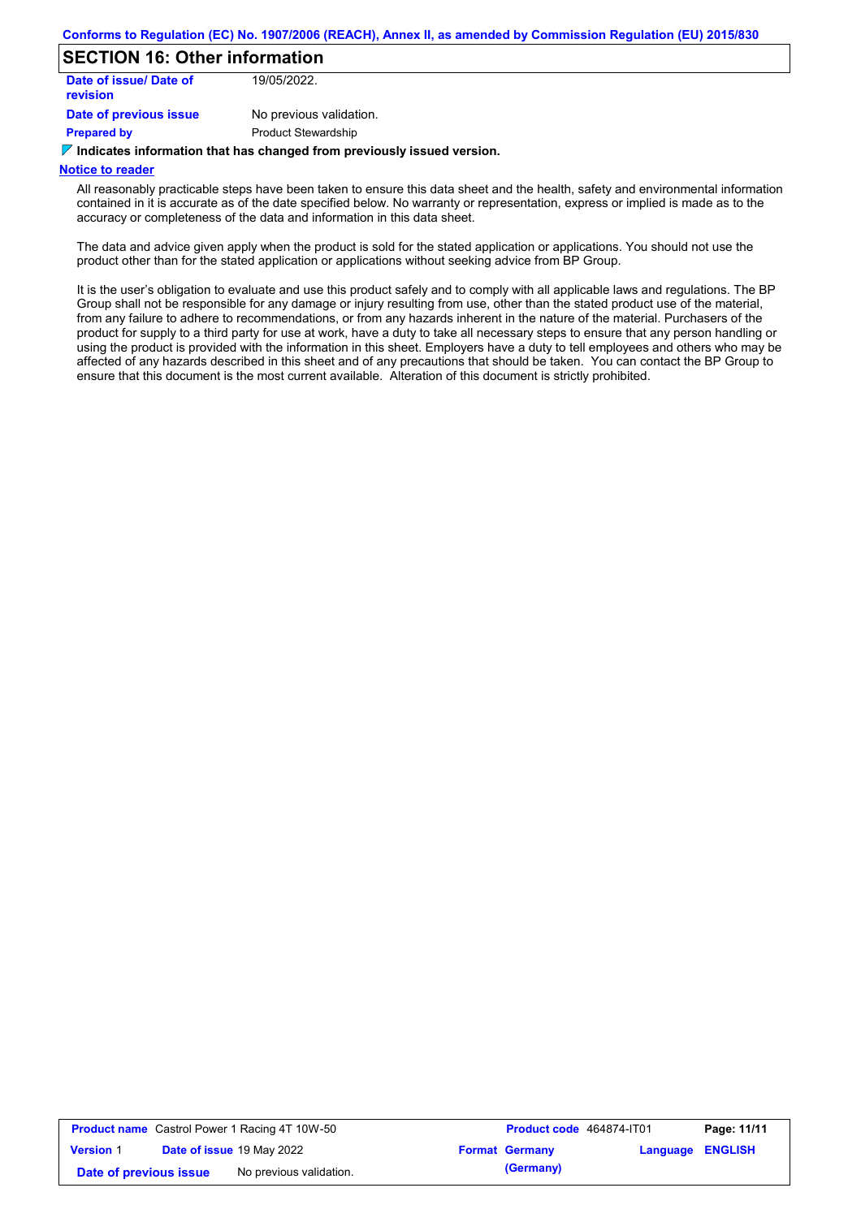## SECTION 16: Other information

| | |
|---|---|
| **Date of issue/ Date of revision** | 19/05/2022. |
| **Date of previous issue** | No previous validation. |
| **Prepared by** | Product Stewardship |

▼ **Indicates information that has changed from previously issued version.**

**Notice to reader**

All reasonably practicable steps have been taken to ensure this data sheet and the health, safety and environmental information contained in it is accurate as of the date specified below. No warranty or representation, express or implied is made as to the accuracy or completeness of the data and information in this data sheet.

The data and advice given apply when the product is sold for the stated application or applications. You should not use the product other than for the stated application or applications without seeking advice from BP Group.

It is the user's obligation to evaluate and use this product safely and to comply with all applicable laws and regulations. The BP Group shall not be responsible for any damage or injury resulting from use, other than the stated product use of the material, from any failure to adhere to recommendations, or from any hazards inherent in the nature of the material. Purchasers of the product for supply to a third party for use at work, have a duty to take all necessary steps to ensure that any person handling or using the product is provided with the information in this sheet. Employers have a duty to tell employees and others who may be affected of any hazards described in this sheet and of any precautions that should be taken. You can contact the BP Group to ensure that this document is the most current available. Alteration of this document is strictly prohibited.